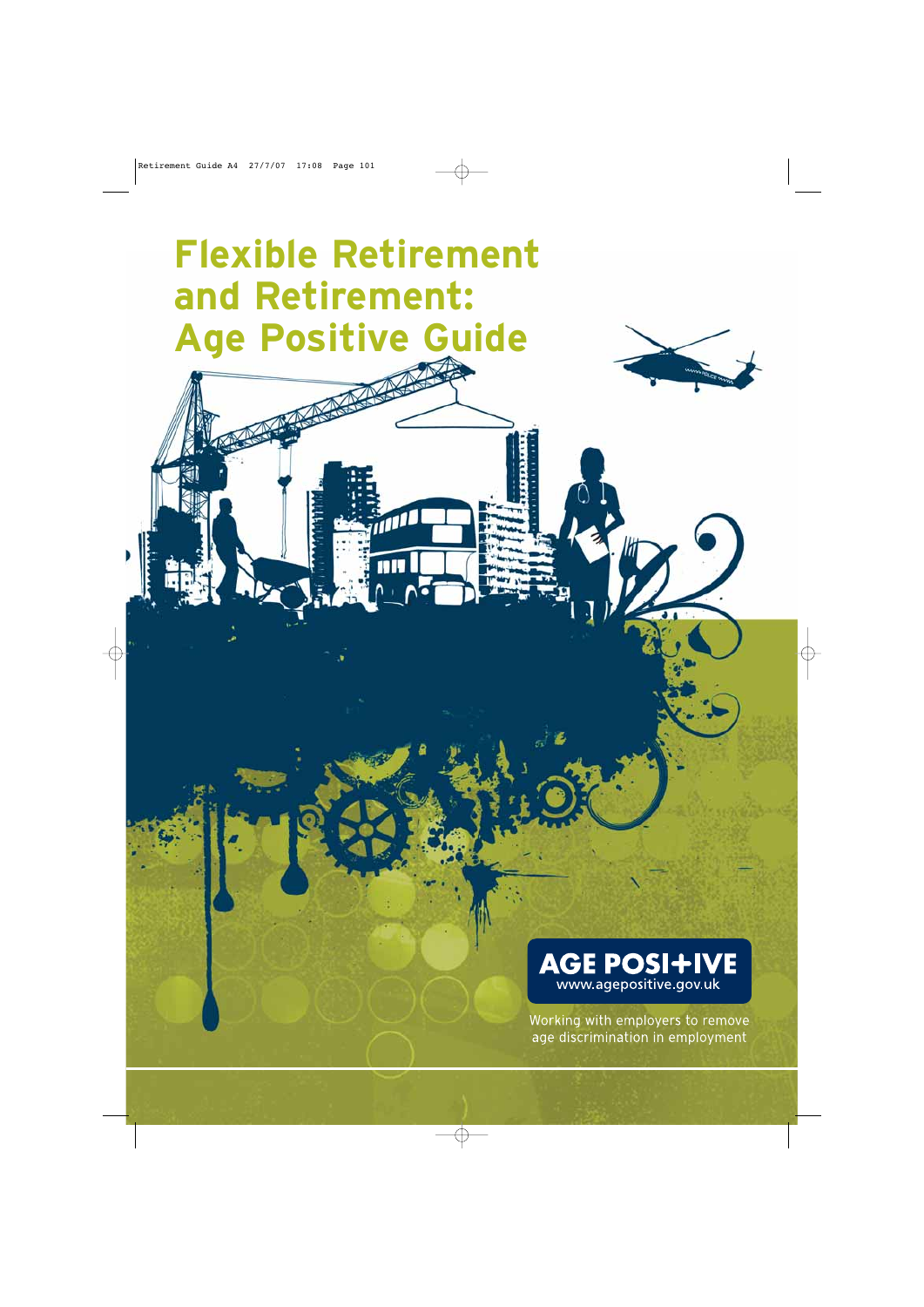# Flexible Retirement and Retirement: Age Positive Guide

**AGE POSI+IVE**
www.agepositive.gov.uk

Working with employers to remove age discrimination in employment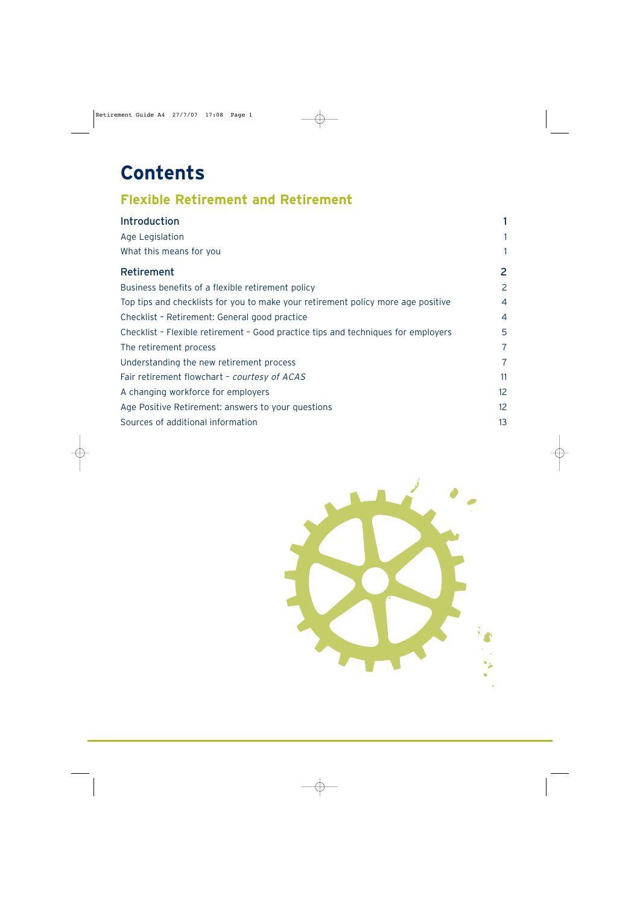# Contents

## Flexible Retirement and Retirement

| | |
|---|---|
| **Introduction** | **1** |
| Age Legislation | 1 |
| What this means for you | 1 |
| **Retirement** | **2** |
| Business benefits of a flexible retirement policy | 2 |
| Top tips and checklists for you to make your retirement policy more age positive | 4 |
| Checklist – Retirement: General good practice | 4 |
| Checklist – Flexible retirement – Good practice tips and techniques for employers | 5 |
| The retirement process | 7 |
| Understanding the new retirement process | 7 |
| Fair retirement flowchart – *courtesy of ACAS* | 11 |
| A changing workforce for employers | 12 |
| Age Positive Retirement: answers to your questions | 12 |
| Sources of additional information | 13 |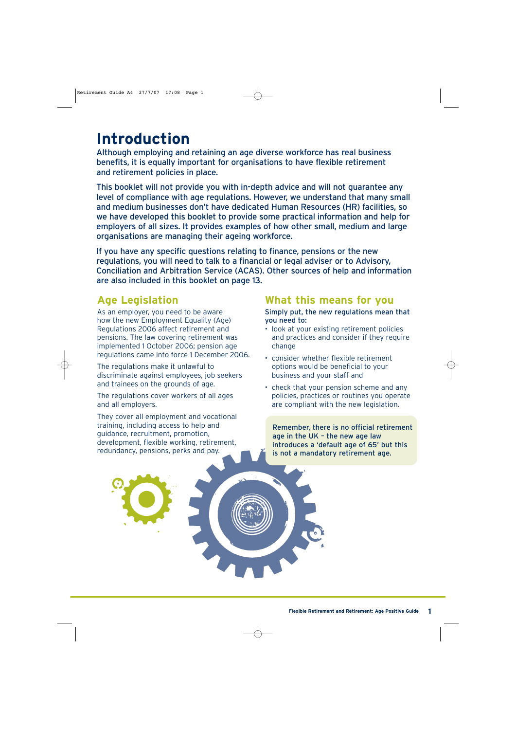# Introduction

Although employing and retaining an age diverse workforce has real business benefits, it is equally important for organisations to have flexible retirement and retirement policies in place.

This booklet will not provide you with in-depth advice and will not guarantee any level of compliance with age regulations. However, we understand that many small and medium businesses don't have dedicated Human Resources (HR) facilities, so we have developed this booklet to provide some practical information and help for employers of all sizes. It provides examples of how other small, medium and large organisations are managing their ageing workforce.

If you have any specific questions relating to finance, pensions or the new regulations, you will need to talk to a financial or legal adviser or to Advisory, Conciliation and Arbitration Service (ACAS). Other sources of help and information are also included in this booklet on page 13.

## Age Legislation

As an employer, you need to be aware how the new Employment Equality (Age) Regulations 2006 affect retirement and pensions. The law covering retirement was implemented 1 October 2006; pension age regulations came into force 1 December 2006.

The regulations make it unlawful to discriminate against employees, job seekers and trainees on the grounds of age.

The regulations cover workers of all ages and all employers.

They cover all employment and vocational training, including access to help and guidance, recruitment, promotion, development, flexible working, retirement, redundancy, pensions, perks and pay.

## What this means for you

Simply put, the new regulations mean that you need to:

- look at your existing retirement policies and practices and consider if they require change
- consider whether flexible retirement options would be beneficial to your business and your staff and
- check that your pension scheme and any policies, practices or routines you operate are compliant with the new legislation.

Remember, there is no official retirement age in the UK – the new age law introduces a 'default age of 65' but this is not a mandatory retirement age.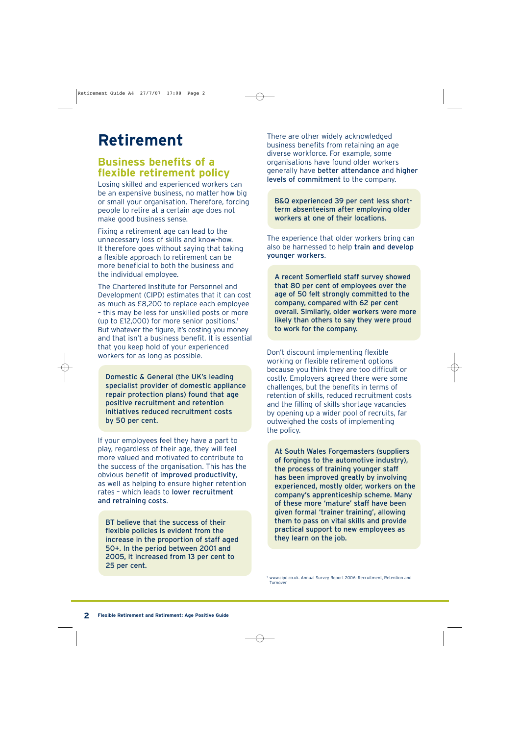# Retirement

## Business benefits of a flexible retirement policy

Losing skilled and experienced workers can be an expensive business, no matter how big or small your organisation. Therefore, forcing people to retire at a certain age does not make good business sense.

Fixing a retirement age can lead to the unnecessary loss of skills and know-how. It therefore goes without saying that taking a flexible approach to retirement can be more beneficial to both the business and the individual employee.

The Chartered Institute for Personnel and Development (CIPD) estimates that it can cost as much as £8,200 to replace each employee – this may be less for unskilled posts or more (up to £12,000) for more senior positions.[1] But whatever the figure, it's costing you money and that isn't a business benefit. It is essential that you keep hold of your experienced workers for as long as possible.

**Domestic & General (the UK's leading specialist provider of domestic appliance repair protection plans) found that age positive recruitment and retention initiatives reduced recruitment costs by 50 per cent.**

If your employees feel they have a part to play, regardless of their age, they will feel more valued and motivated to contribute to the success of the organisation. This has the obvious benefit of **improved productivity**, as well as helping to ensure higher retention rates – which leads to **lower recruitment and retraining costs**.

**BT believe that the success of their flexible policies is evident from the increase in the proportion of staff aged 50+. In the period between 2001 and 2005, it increased from 13 per cent to 25 per cent.**

There are other widely acknowledged business benefits from retaining an age diverse workforce. For example, some organisations have found older workers generally have **better attendance** and **higher levels of commitment** to the company.

**B&Q experienced 39 per cent less short-term absenteeism after employing older workers at one of their locations.**

The experience that older workers bring can also be harnessed to help **train and develop younger workers**.

**A recent Somerfield staff survey showed that 80 per cent of employees over the age of 50 felt strongly committed to the company, compared with 62 per cent overall. Similarly, older workers were more likely than others to say they were proud to work for the company.**

Don't discount implementing flexible working or flexible retirement options because you think they are too difficult or costly. Employers agreed there were some challenges, but the benefits in terms of retention of skills, reduced recruitment costs and the filling of skills-shortage vacancies by opening up a wider pool of recruits, far outweighed the costs of implementing the policy.

**At South Wales Forgemasters (suppliers of forgings to the automotive industry), the process of training younger staff has been improved greatly by involving experienced, mostly older, workers on the company's apprenticeship scheme. Many of these more 'mature' staff have been given formal 'trainer training', allowing them to pass on vital skills and provide practical support to new employees as they learn on the job.**

[1] www.cipd.co.uk. Annual Survey Report 2006: Recruitment, Retention and Turnover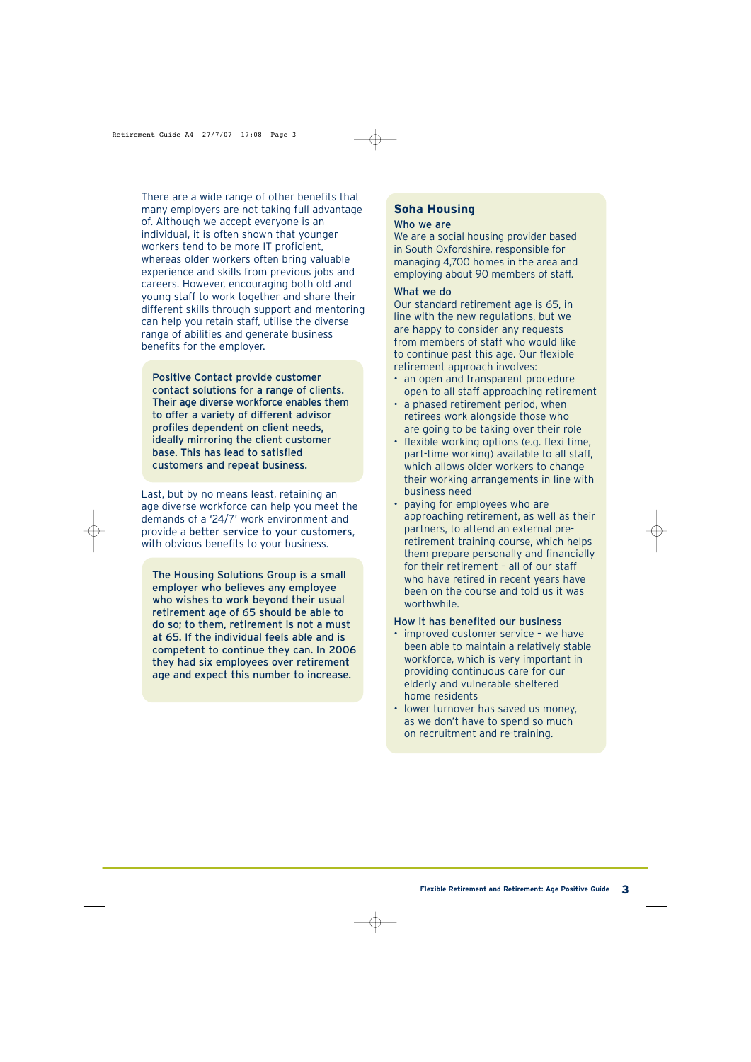There are a wide range of other benefits that many employers are not taking full advantage of. Although we accept everyone is an individual, it is often shown that younger workers tend to be more IT proficient, whereas older workers often bring valuable experience and skills from previous jobs and careers. However, encouraging both old and young staff to work together and share their different skills through support and mentoring can help you retain staff, utilise the diverse range of abilities and generate business benefits for the employer.

**Positive Contact provide customer contact solutions for a range of clients. Their age diverse workforce enables them to offer a variety of different advisor profiles dependent on client needs, ideally mirroring the client customer base. This has lead to satisfied customers and repeat business.**

Last, but by no means least, retaining an age diverse workforce can help you meet the demands of a '24/7' work environment and provide a **better service to your customers**, with obvious benefits to your business.

**The Housing Solutions Group is a small employer who believes any employee who wishes to work beyond their usual retirement age of 65 should be able to do so; to them, retirement is not a must at 65. If the individual feels able and is competent to continue they can. In 2006 they had six employees over retirement age and expect this number to increase.**

## Soha Housing

### Who we are

We are a social housing provider based in South Oxfordshire, responsible for managing 4,700 homes in the area and employing about 90 members of staff.

### What we do

Our standard retirement age is 65, in line with the new regulations, but we are happy to consider any requests from members of staff who would like to continue past this age. Our flexible retirement approach involves:

- an open and transparent procedure open to all staff approaching retirement
- a phased retirement period, when retirees work alongside those who are going to be taking over their role
- flexible working options (e.g. flexi time, part-time working) available to all staff, which allows older workers to change their working arrangements in line with business need
- paying for employees who are approaching retirement, as well as their partners, to attend an external pre-retirement training course, which helps them prepare personally and financially for their retirement – all of our staff who have retired in recent years have been on the course and told us it was worthwhile.

### How it has benefited our business

- improved customer service – we have been able to maintain a relatively stable workforce, which is very important in providing continuous care for our elderly and vulnerable sheltered home residents
- lower turnover has saved us money, as we don't have to spend so much on recruitment and re-training.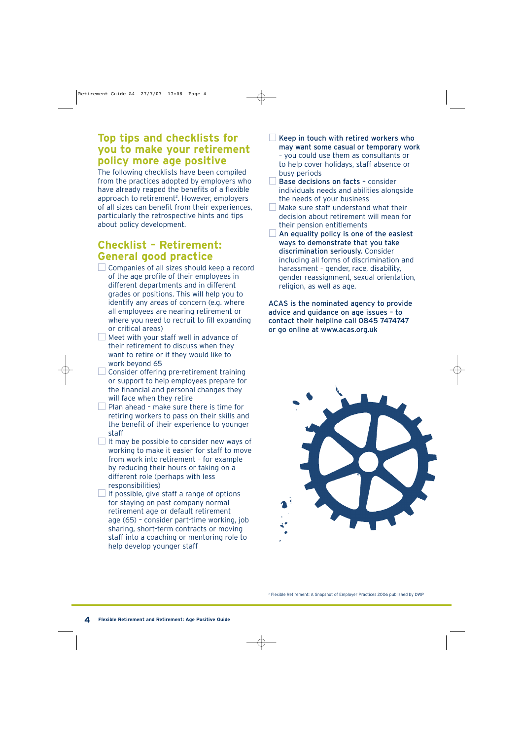## Top tips and checklists for you to make your retirement policy more age positive

The following checklists have been compiled from the practices adopted by employers who have already reaped the benefits of a flexible approach to retirement[2]. However, employers of all sizes can benefit from their experiences, particularly the retrospective hints and tips about policy development.

## Checklist – Retirement: General good practice

- Companies of all sizes should keep a record of the age profile of their employees in different departments and in different grades or positions. This will help you to identify any areas of concern (e.g. where all employees are nearing retirement or where you need to recruit to fill expanding or critical areas)
- Meet with your staff well in advance of their retirement to discuss when they want to retire or if they would like to work beyond 65
- Consider offering pre-retirement training or support to help employees prepare for the financial and personal changes they will face when they retire
- Plan ahead – make sure there is time for retiring workers to pass on their skills and the benefit of their experience to younger staff
- It may be possible to consider new ways of working to make it easier for staff to move from work into retirement – for example by reducing their hours or taking on a different role (perhaps with less responsibilities)
- If possible, give staff a range of options for staying on past company normal retirement age or default retirement age (65) – consider part-time working, job sharing, short-term contracts or moving staff into a coaching or mentoring role to help develop younger staff
- **Keep in touch with retired workers who may want some casual or temporary work** – you could use them as consultants or to help cover holidays, staff absence or busy periods
- **Base decisions on facts** – consider individuals needs and abilities alongside the needs of your business
- Make sure staff understand what their decision about retirement will mean for their pension entitlements
- **An equality policy is one of the easiest ways to demonstrate that you take discrimination seriously.** Consider including all forms of discrimination and harassment – gender, race, disability, gender reassignment, sexual orientation, religion, as well as age.

**ACAS is the nominated agency to provide advice and guidance on age issues – to contact their helpline call 0845 7474747 or go online at www.acas.org.uk**

[2] Flexible Retirement: A Snapshot of Employer Practices 2006 published by DWP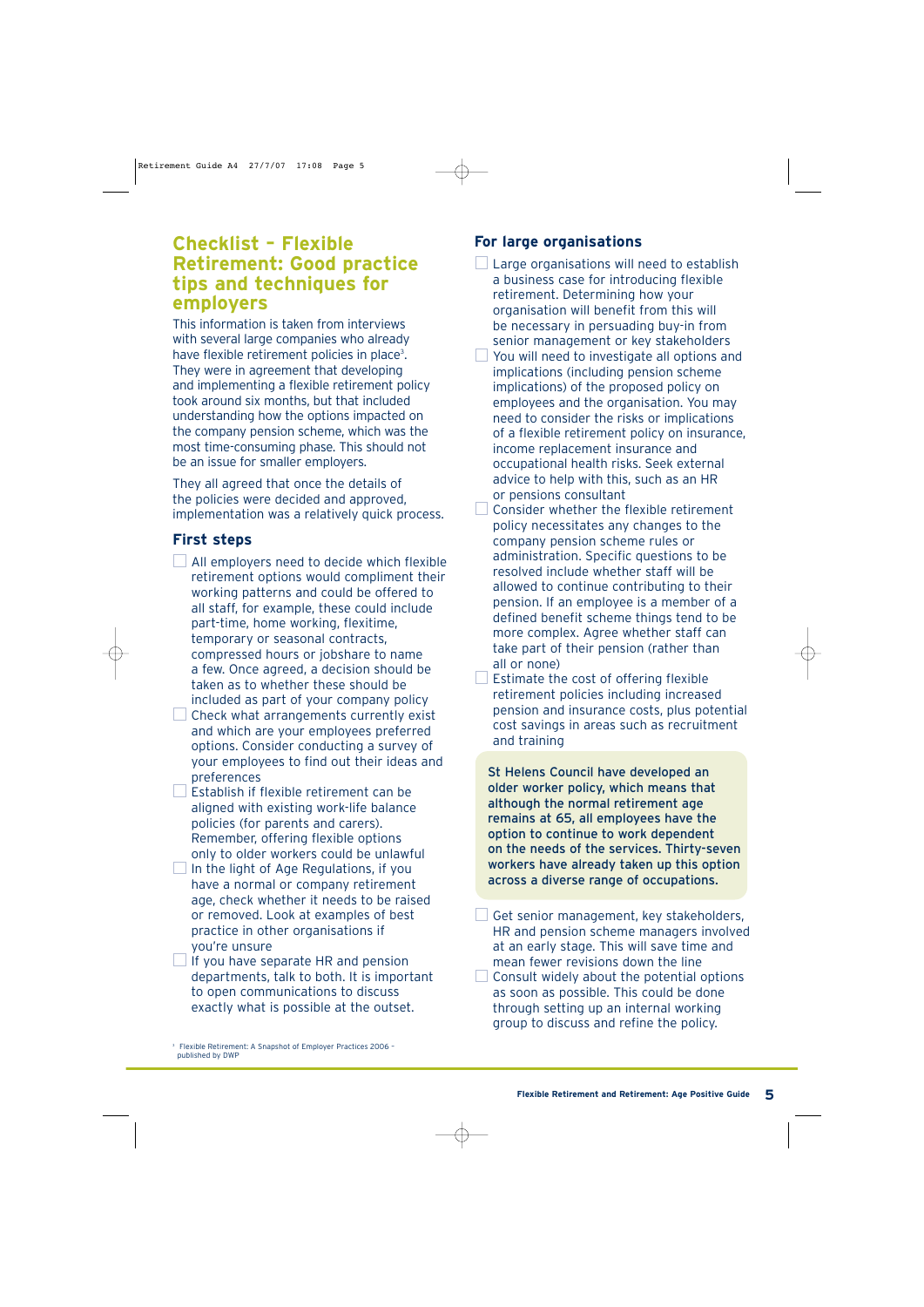## Checklist – Flexible Retirement: Good practice tips and techniques for employers

This information is taken from interviews with several large companies who already have flexible retirement policies in place[3]. They were in agreement that developing and implementing a flexible retirement policy took around six months, but that included understanding how the options impacted on the company pension scheme, which was the most time-consuming phase. This should not be an issue for smaller employers.

They all agreed that once the details of the policies were decided and approved, implementation was a relatively quick process.

### First steps

- ☐ All employers need to decide which flexible retirement options would compliment their working patterns and could be offered to all staff, for example, these could include part-time, home working, flexitime, temporary or seasonal contracts, compressed hours or jobshare to name a few. Once agreed, a decision should be taken as to whether these should be included as part of your company policy
- ☐ Check what arrangements currently exist and which are your employees preferred options. Consider conducting a survey of your employees to find out their ideas and preferences
- ☐ Establish if flexible retirement can be aligned with existing work-life balance policies (for parents and carers). Remember, offering flexible options only to older workers could be unlawful
- ☐ In the light of Age Regulations, if you have a normal or company retirement age, check whether it needs to be raised or removed. Look at examples of best practice in other organisations if you're unsure
- ☐ If you have separate HR and pension departments, talk to both. It is important to open communications to discuss exactly what is possible at the outset.

### For large organisations

- ☐ Large organisations will need to establish a business case for introducing flexible retirement. Determining how your organisation will benefit from this will be necessary in persuading buy-in from senior management or key stakeholders
- ☐ You will need to investigate all options and implications (including pension scheme implications) of the proposed policy on employees and the organisation. You may need to consider the risks or implications of a flexible retirement policy on insurance, income replacement insurance and occupational health risks. Seek external advice to help with this, such as an HR or pensions consultant
- ☐ Consider whether the flexible retirement policy necessitates any changes to the company pension scheme rules or administration. Specific questions to be resolved include whether staff will be allowed to continue contributing to their pension. If an employee is a member of a defined benefit scheme things tend to be more complex. Agree whether staff can take part of their pension (rather than all or none)
- ☐ Estimate the cost of offering flexible retirement policies including increased pension and insurance costs, plus potential cost savings in areas such as recruitment and training

**St Helens Council have developed an older worker policy, which means that although the normal retirement age remains at 65, all employees have the option to continue to work dependent on the needs of the services. Thirty-seven workers have already taken up this option across a diverse range of occupations.**

- ☐ Get senior management, key stakeholders, HR and pension scheme managers involved at an early stage. This will save time and mean fewer revisions down the line
- ☐ Consult widely about the potential options as soon as possible. This could be done through setting up an internal working group to discuss and refine the policy.

[3] Flexible Retirement: A Snapshot of Employer Practices 2006 – published by DWP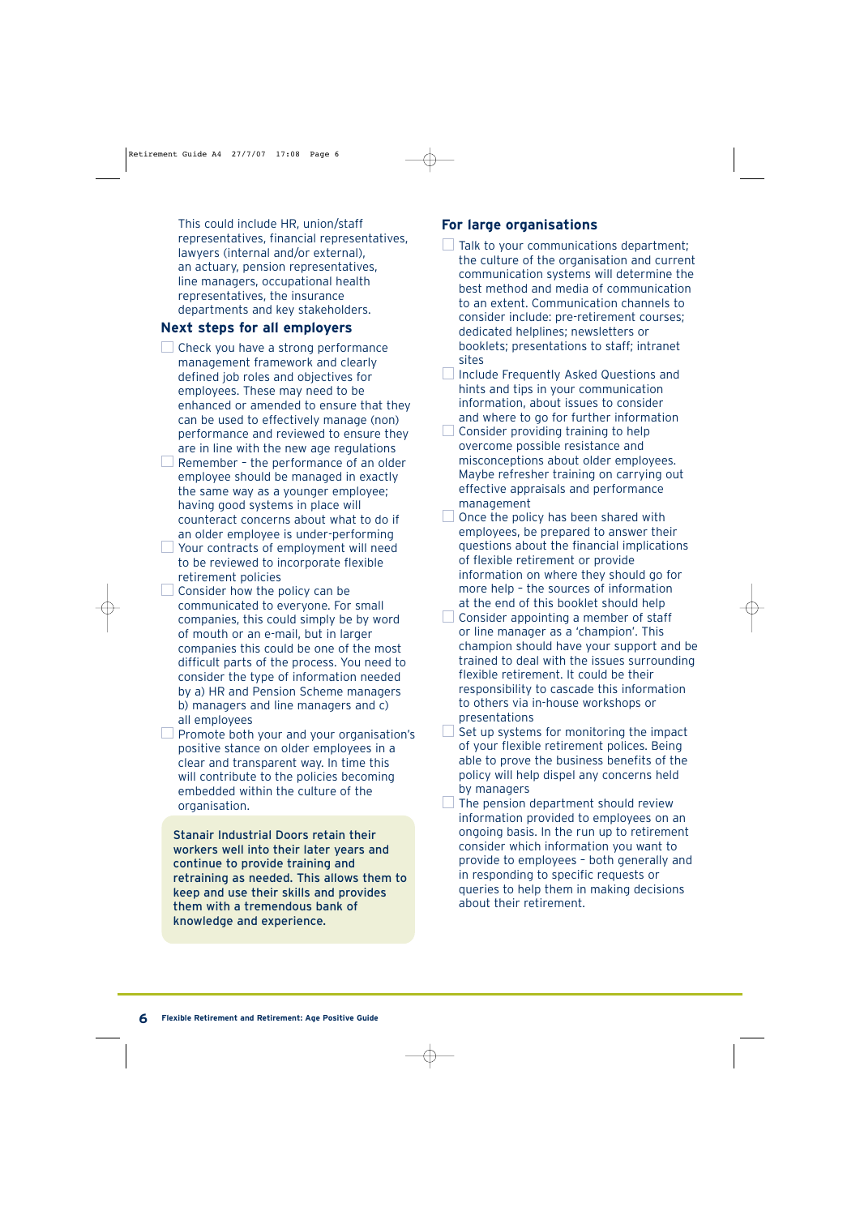This could include HR, union/staff representatives, financial representatives, lawyers (internal and/or external), an actuary, pension representatives, line managers, occupational health representatives, the insurance departments and key stakeholders.

### Next steps for all employers

- Check you have a strong performance management framework and clearly defined job roles and objectives for employees. These may need to be enhanced or amended to ensure that they can be used to effectively manage (non) performance and reviewed to ensure they are in line with the new age regulations
- Remember – the performance of an older employee should be managed in exactly the same way as a younger employee; having good systems in place will counteract concerns about what to do if an older employee is under-performing
- Your contracts of employment will need to be reviewed to incorporate flexible retirement policies
- Consider how the policy can be communicated to everyone. For small companies, this could simply be by word of mouth or an e-mail, but in larger companies this could be one of the most difficult parts of the process. You need to consider the type of information needed by a) HR and Pension Scheme managers b) managers and line managers and c) all employees
- Promote both your and your organisation's positive stance on older employees in a clear and transparent way. In time this will contribute to the policies becoming embedded within the culture of the organisation.

**Stanair Industrial Doors retain their workers well into their later years and continue to provide training and retraining as needed. This allows them to keep and use their skills and provides them with a tremendous bank of knowledge and experience.**

### For large organisations

- Talk to your communications department; the culture of the organisation and current communication systems will determine the best method and media of communication to an extent. Communication channels to consider include: pre-retirement courses; dedicated helplines; newsletters or booklets; presentations to staff; intranet sites
- Include Frequently Asked Questions and hints and tips in your communication information, about issues to consider and where to go for further information
- Consider providing training to help overcome possible resistance and misconceptions about older employees. Maybe refresher training on carrying out effective appraisals and performance management
- Once the policy has been shared with employees, be prepared to answer their questions about the financial implications of flexible retirement or provide information on where they should go for more help – the sources of information at the end of this booklet should help
- Consider appointing a member of staff or line manager as a 'champion'. This champion should have your support and be trained to deal with the issues surrounding flexible retirement. It could be their responsibility to cascade this information to others via in-house workshops or presentations
- Set up systems for monitoring the impact of your flexible retirement polices. Being able to prove the business benefits of the policy will help dispel any concerns held by managers
- The pension department should review information provided to employees on an ongoing basis. In the run up to retirement consider which information you want to provide to employees – both generally and in responding to specific requests or queries to help them in making decisions about their retirement.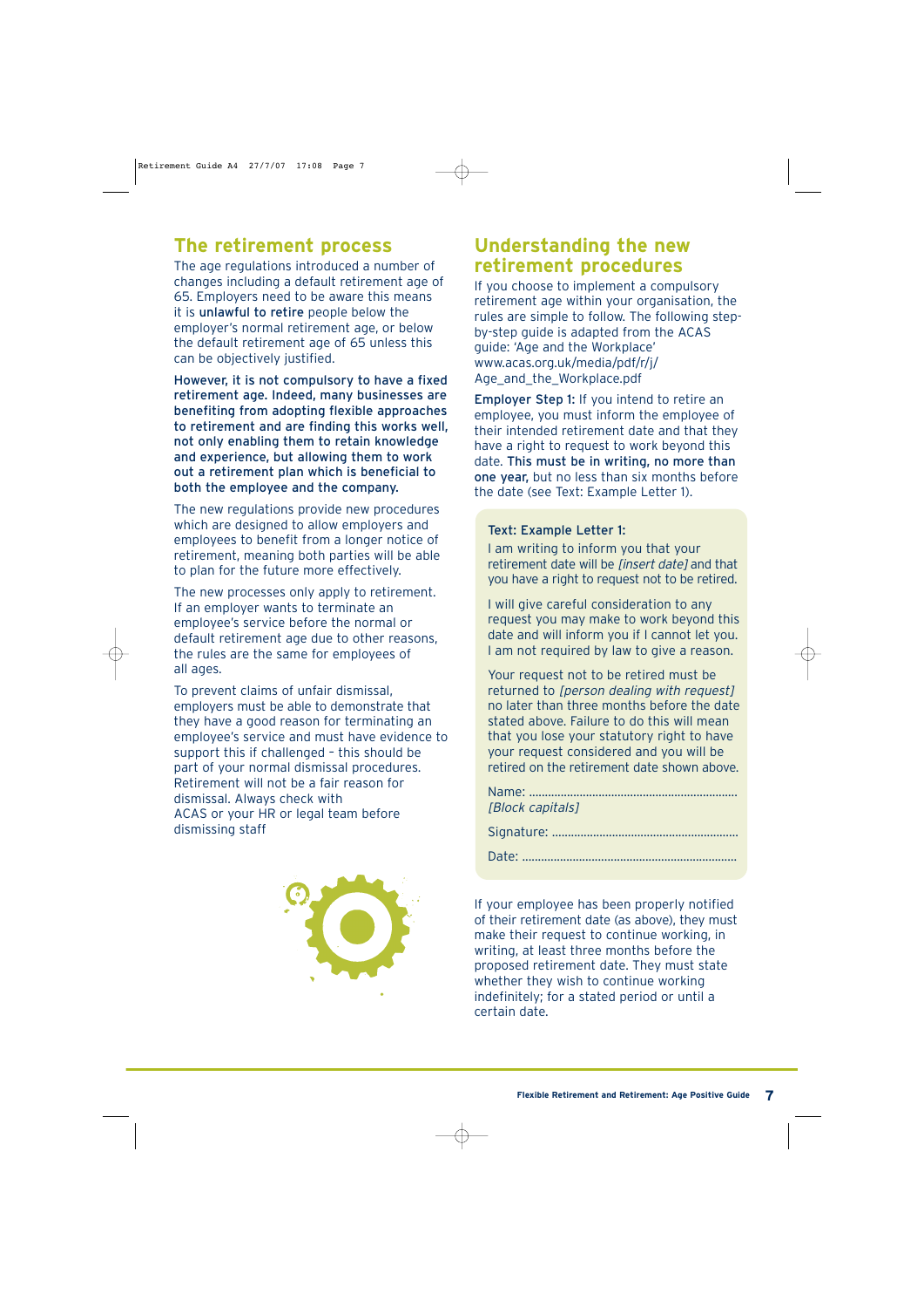## The retirement process

The age regulations introduced a number of changes including a default retirement age of 65. Employers need to be aware this means it is **unlawful to retire** people below the employer's normal retirement age, or below the default retirement age of 65 unless this can be objectively justified.

**However, it is not compulsory to have a fixed retirement age. Indeed, many businesses are benefiting from adopting flexible approaches to retirement and are finding this works well, not only enabling them to retain knowledge and experience, but allowing them to work out a retirement plan which is beneficial to both the employee and the company.**

The new regulations provide new procedures which are designed to allow employers and employees to benefit from a longer notice of retirement, meaning both parties will be able to plan for the future more effectively.

The new processes only apply to retirement. If an employer wants to terminate an employee's service before the normal or default retirement age due to other reasons, the rules are the same for employees of all ages.

To prevent claims of unfair dismissal, employers must be able to demonstrate that they have a good reason for terminating an employee's service and must have evidence to support this if challenged – this should be part of your normal dismissal procedures. Retirement will not be a fair reason for dismissal. Always check with ACAS or your HR or legal team before dismissing staff

## Understanding the new retirement procedures

If you choose to implement a compulsory retirement age within your organisation, the rules are simple to follow. The following step-by-step guide is adapted from the ACAS guide: 'Age and the Workplace' www.acas.org.uk/media/pdf/r/j/Age_and_the_Workplace.pdf

**Employer Step 1:** If you intend to retire an employee, you must inform the employee of their intended retirement date and that they have a right to request to work beyond this date. **This must be in writing, no more than one year,** but no less than six months before the date (see Text: Example Letter 1).

**Text: Example Letter 1:**

I am writing to inform you that your retirement date will be *[insert date]* and that you have a right to request not to be retired.

I will give careful consideration to any request you may make to work beyond this date and will inform you if I cannot let you. I am not required by law to give a reason.

Your request not to be retired must be returned to *[person dealing with request]* no later than three months before the date stated above. Failure to do this will mean that you lose your statutory right to have your request considered and you will be retired on the retirement date shown above.

Name: ..............................................................
*[Block capitals]*

Signature: ..........................................................

Date: ...................................................................

If your employee has been properly notified of their retirement date (as above), they must make their request to continue working, in writing, at least three months before the proposed retirement date. They must state whether they wish to continue working indefinitely; for a stated period or until a certain date.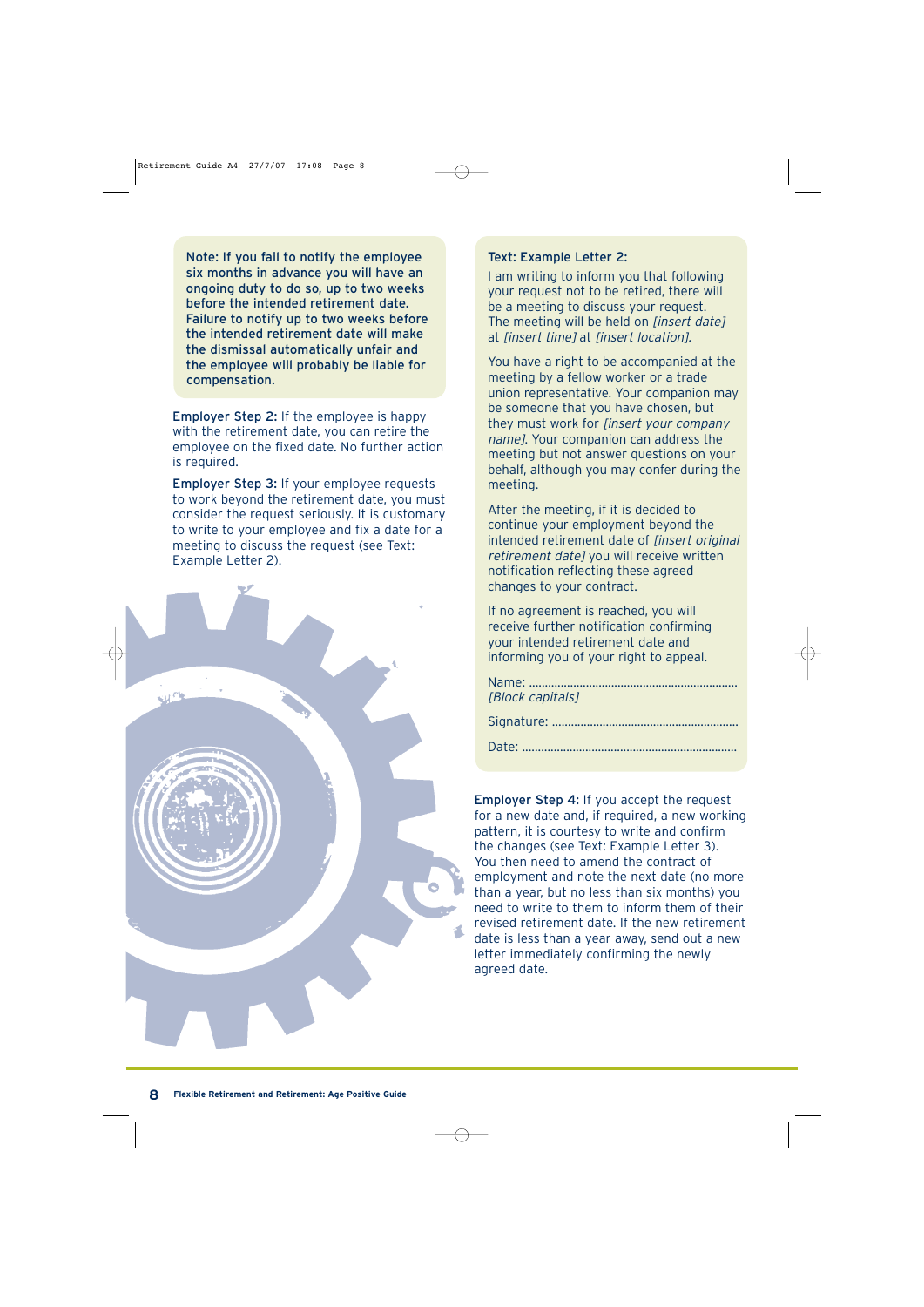**Note: If you fail to notify the employee six months in advance you will have an ongoing duty to do so, up to two weeks before the intended retirement date. Failure to notify up to two weeks before the intended retirement date will make the dismissal automatically unfair and the employee will probably be liable for compensation.**

**Employer Step 2:** If the employee is happy with the retirement date, you can retire the employee on the fixed date. No further action is required.

**Employer Step 3:** If your employee requests to work beyond the retirement date, you must consider the request seriously. It is customary to write to your employee and fix a date for a meeting to discuss the request (see Text: Example Letter 2).

**Text: Example Letter 2:**

I am writing to inform you that following your request not to be retired, there will be a meeting to discuss your request. The meeting will be held on *[insert date]* at *[insert time]* at *[insert location]*.

You have a right to be accompanied at the meeting by a fellow worker or a trade union representative. Your companion may be someone that you have chosen, but they must work for *[insert your company name]*. Your companion can address the meeting but not answer questions on your behalf, although you may confer during the meeting.

After the meeting, if it is decided to continue your employment beyond the intended retirement date of *[insert original retirement date]* you will receive written notification reflecting these agreed changes to your contract.

If no agreement is reached, you will receive further notification confirming your intended retirement date and informing you of your right to appeal.

Name: ..................................................................
*[Block capitals]*

Signature: ..........................................................

Date: ....................................................................

**Employer Step 4:** If you accept the request for a new date and, if required, a new working pattern, it is courtesy to write and confirm the changes (see Text: Example Letter 3). You then need to amend the contract of employment and note the next date (no more than a year, but no less than six months) you need to write to them to inform them of their revised retirement date. If the new retirement date is less than a year away, send out a new letter immediately confirming the newly agreed date.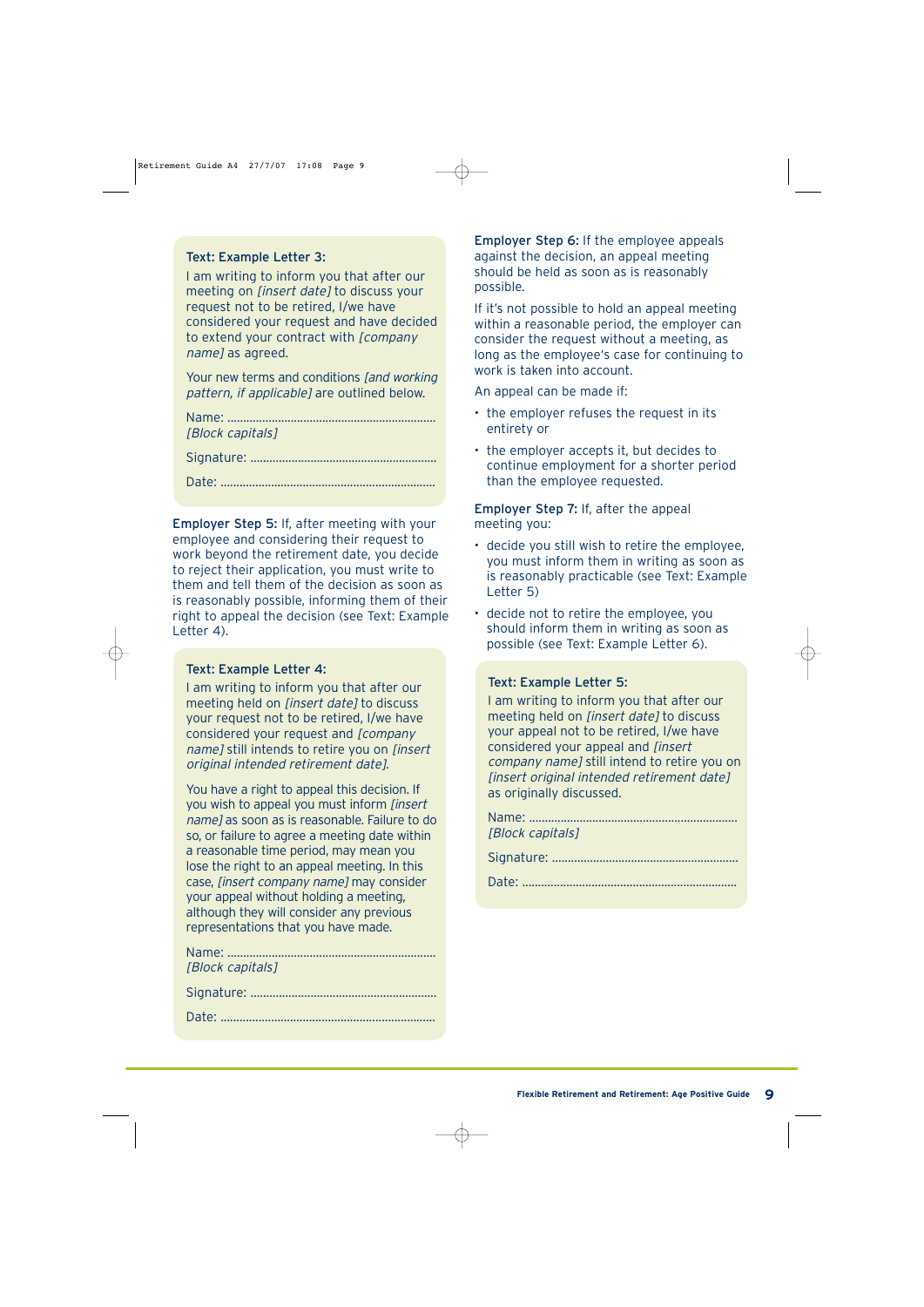**Text: Example Letter 3:**

I am writing to inform you that after our meeting on *[insert date]* to discuss your request not to be retired, I/we have considered your request and have decided to extend your contract with *[company name]* as agreed.

Your new terms and conditions *[and working pattern, if applicable]* are outlined below.

Name: ..................................................................
*[Block capitals]*

Signature: ..........................................................

Date: ...................................................................

**Employer Step 5:** If, after meeting with your employee and considering their request to work beyond the retirement date, you decide to reject their application, you must write to them and tell them of the decision as soon as is reasonably possible, informing them of their right to appeal the decision (see Text: Example Letter 4).

**Text: Example Letter 4:**

I am writing to inform you that after our meeting held on *[insert date]* to discuss your request not to be retired, I/we have considered your request and *[company name]* still intends to retire you on *[insert original intended retirement date]*.

You have a right to appeal this decision. If you wish to appeal you must inform *[insert name]* as soon as is reasonable. Failure to do so, or failure to agree a meeting date within a reasonable time period, may mean you lose the right to an appeal meeting. In this case, *[insert company name]* may consider your appeal without holding a meeting, although they will consider any previous representations that you have made.

Name: ..................................................................
*[Block capitals]*

Signature: ..........................................................

Date: ...................................................................

**Employer Step 6:** If the employee appeals against the decision, an appeal meeting should be held as soon as is reasonably possible.

If it's not possible to hold an appeal meeting within a reasonable period, the employer can consider the request without a meeting, as long as the employee's case for continuing to work is taken into account.

An appeal can be made if:

- the employer refuses the request in its entirety or
- the employer accepts it, but decides to continue employment for a shorter period than the employee requested.

**Employer Step 7:** If, after the appeal meeting you:

- decide you still wish to retire the employee, you must inform them in writing as soon as is reasonably practicable (see Text: Example Letter 5)
- decide not to retire the employee, you should inform them in writing as soon as possible (see Text: Example Letter 6).

**Text: Example Letter 5:**

I am writing to inform you that after our meeting held on *[insert date]* to discuss your appeal not to be retired, I/we have considered your appeal and *[insert company name]* still intend to retire you on *[insert original intended retirement date]* as originally discussed.

Name: ..................................................................
*[Block capitals]*

Signature: ..........................................................

Date: ...................................................................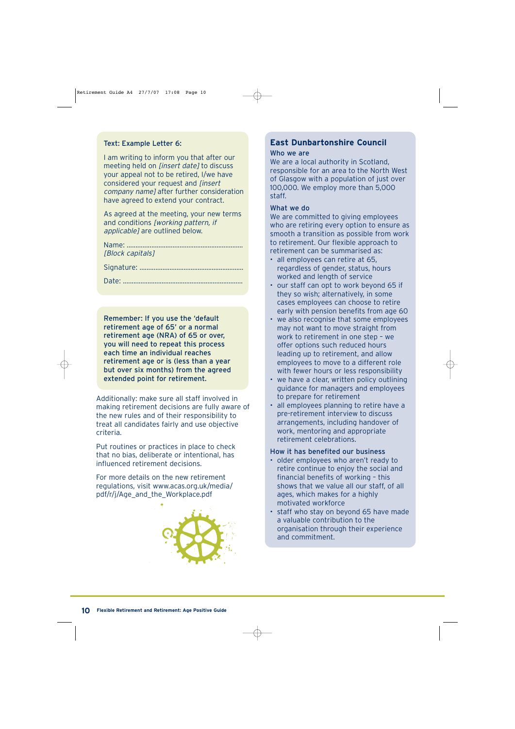Text: Example Letter 6:

I am writing to inform you that after our meeting held on *[insert date]* to discuss your appeal not to be retired, I/we have considered your request and *[insert company name]* after further consideration have agreed to extend your contract.

As agreed at the meeting, your new terms and conditions *[working pattern, if applicable]* are outlined below.

Name: ..................................................................
*[Block capitals]*

Signature: ..........................................................

Date: ...................................................................

**Remember: If you use the 'default retirement age of 65' or a normal retirement age (NRA) of 65 or over, you will need to repeat this process each time an individual reaches retirement age or is (less than a year but over six months) from the agreed extended point for retirement.**

Additionally: make sure all staff involved in making retirement decisions are fully aware of the new rules and of their responsibility to treat all candidates fairly and use objective criteria.

Put routines or practices in place to check that no bias, deliberate or intentional, has influenced retirement decisions.

For more details on the new retirement regulations, visit www.acas.org.uk/media/pdf/r/j/Age_and_the_Workplace.pdf

## East Dunbartonshire Council

### Who we are

We are a local authority in Scotland, responsible for an area to the North West of Glasgow with a population of just over 100,000. We employ more than 5,000 staff.

### What we do

We are committed to giving employees who are retiring every option to ensure as smooth a transition as possible from work to retirement. Our flexible approach to retirement can be summarised as:

- all employees can retire at 65, regardless of gender, status, hours worked and length of service
- our staff can opt to work beyond 65 if they so wish; alternatively, in some cases employees can choose to retire early with pension benefits from age 60
- we also recognise that some employees may not want to move straight from work to retirement in one step – we offer options such reduced hours leading up to retirement, and allow employees to move to a different role with fewer hours or less responsibility
- we have a clear, written policy outlining guidance for managers and employees to prepare for retirement
- all employees planning to retire have a pre-retirement interview to discuss arrangements, including handover of work, mentoring and appropriate retirement celebrations.

### How it has benefited our business

- older employees who aren't ready to retire continue to enjoy the social and financial benefits of working – this shows that we value all our staff, of all ages, which makes for a highly motivated workforce
- staff who stay on beyond 65 have made a valuable contribution to the organisation through their experience and commitment.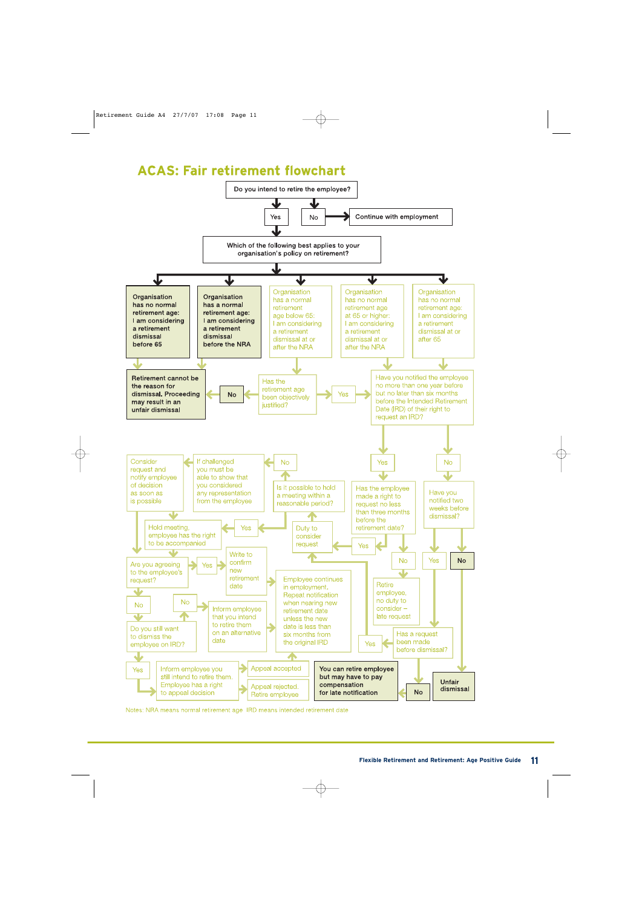# ACAS: Fair retirement flowchart

**Do you intend to retire the employee?**

- **No** → Continue with employment
- **Yes** → Which of the following best applies to your organisation's policy on retirement?

1. **Organisation has no normal retirement age: I am considering a retirement dismissal before 65** → Retirement cannot be the reason for dismissal. Proceeding may result in an unfair dismissal
2. **Organisation has a normal retirement age: I am considering a retirement dismissal before the NRA** → Retirement cannot be the reason for dismissal. Proceeding may result in an unfair dismissal
3. Organisation has a normal retirement age below 65: I am considering a retirement dismissal at or after the NRA → Has the retirement age been objectively justified?
   - No → Retirement cannot be the reason for dismissal. Proceeding may result in an unfair dismissal
   - Yes → Have you notified the employee no more than one year before but no later than six months before the Intended Retirement Date (IRD) of their right to request an IRD?
4. Organisation has no normal retirement age at 65 or higher: I am considering a retirement dismissal at or after the NRA → Have you notified the employee no more than one year before but no later than six months before the Intended Retirement Date (IRD) of their right to request an IRD?
5. Organisation has no normal retirement age: I am considering a retirement dismissal at or after 65 → Have you notified the employee no more than one year before but no later than six months before the Intended Retirement Date (IRD) of their right to request an IRD?

**Have you notified the employee no more than one year before but no later than six months before the Intended Retirement Date (IRD) of their right to request an IRD?**

- Yes → Has the employee made a right to request no less than three months before the retirement date?
  - No → Retire employee, no duty to consider – late request
  - Yes → Duty to consider request → Is it possible to hold a meeting within a reasonable period?
    - No → If challenged you must be able to show that you considered any representation from the employee → Consider request and notify employee of decision as soon as is possible → Are you agreeing to the employee's request?
    - Yes → Hold meeting, employee has the right to be accompanied → Are you agreeing to the employee's request?
      - Yes → Write to confirm new retirement date → Employee continues in employment. Repeat notification when nearing new retirement date unless the new date is less than six months from the original IRD
      - No → Do you still want to dismiss the employee on IRD?
        - No → Inform employee that you intend to retire them on an alternative date → Employee continues in employment. Repeat notification when nearing new retirement date unless the new date is less than six months from the original IRD
        - Yes → Inform employee you still intend to retire them. Employee has a right to appeal decision
          - Appeal accepted
          - Appeal rejected. Retire employee
- No → Have you notified two weeks before dismissal?
  - **No** → **Unfair dismissal**
  - Yes → Has a request been made before dismissal?
    - Yes → Duty to consider request
    - **No** → **You can retire employee but may have to pay compensation for late notification**

Notes: NRA means normal retirement age IRD means intended retirement date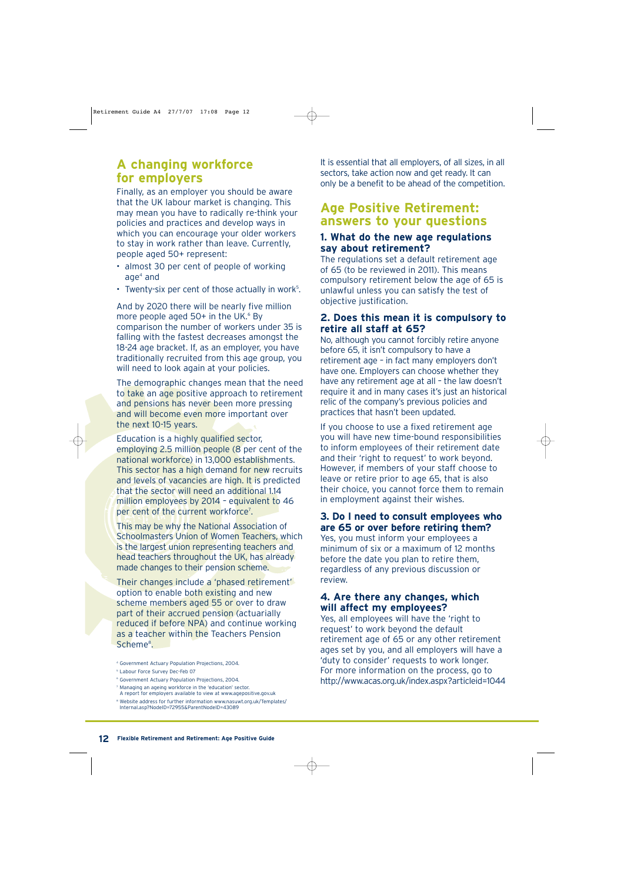## A changing workforce for employers

Finally, as an employer you should be aware that the UK labour market is changing. This may mean you have to radically re-think your policies and practices and develop ways in which you can encourage your older workers to stay in work rather than leave. Currently, people aged 50+ represent:

- almost 30 per cent of people of working age[4] and
- Twenty-six per cent of those actually in work[5].

And by 2020 there will be nearly five million more people aged 50+ in the UK.[6] By comparison the number of workers under 35 is falling with the fastest decreases amongst the 18-24 age bracket. If, as an employer, you have traditionally recruited from this age group, you will need to look again at your policies.

The demographic changes mean that the need to take an age positive approach to retirement and pensions has never been more pressing and will become even more important over the next 10-15 years.

Education is a highly qualified sector, employing 2.5 million people (8 per cent of the national workforce) in 13,000 establishments. This sector has a high demand for new recruits and levels of vacancies are high. It is predicted that the sector will need an additional 1.14 million employees by 2014 – equivalent to 46 per cent of the current workforce[7].

This may be why the National Association of Schoolmasters Union of Women Teachers, which is the largest union representing teachers and head teachers throughout the UK, has already made changes to their pension scheme.

Their changes include a 'phased retirement' option to enable both existing and new scheme members aged 55 or over to draw part of their accrued pension (actuarially reduced if before NPA) and continue working as a teacher within the Teachers Pension Scheme[8].

[4] Government Actuary Population Projections, 2004.
[5] Labour Force Survey Dec-Feb 07
[6] Government Actuary Population Projections, 2004.
[7] Managing an ageing workforce in the 'education' sector. A report for employers available to view at www.agepositive.gov.uk
[8] Website address for further information www.nasuwt.org.uk/Templates/Internal.asp?NodeID=72955&ParentNodeID=43089

It is essential that all employers, of all sizes, in all sectors, take action now and get ready. It can only be a benefit to be ahead of the competition.

## Age Positive Retirement: answers to your questions

### 1. What do the new age regulations say about retirement?

The regulations set a default retirement age of 65 (to be reviewed in 2011). This means compulsory retirement below the age of 65 is unlawful unless you can satisfy the test of objective justification.

### 2. Does this mean it is compulsory to retire all staff at 65?

No, although you cannot forcibly retire anyone before 65, it isn't compulsory to have a retirement age – in fact many employers don't have one. Employers can choose whether they have any retirement age at all – the law doesn't require it and in many cases it's just an historical relic of the company's previous policies and practices that hasn't been updated.

If you choose to use a fixed retirement age you will have new time-bound responsibilities to inform employees of their retirement date and their 'right to request' to work beyond. However, if members of your staff choose to leave or retire prior to age 65, that is also their choice, you cannot force them to remain in employment against their wishes.

### 3. Do I need to consult employees who are 65 or over before retiring them?

Yes, you must inform your employees a minimum of six or a maximum of 12 months before the date you plan to retire them, regardless of any previous discussion or review.

### 4. Are there any changes, which will affect my employees?

Yes, all employees will have the 'right to request' to work beyond the default retirement age of 65 or any other retirement ages set by you, and all employers will have a 'duty to consider' requests to work longer. For more information on the process, go to http://www.acas.org.uk/index.aspx?articleid=1044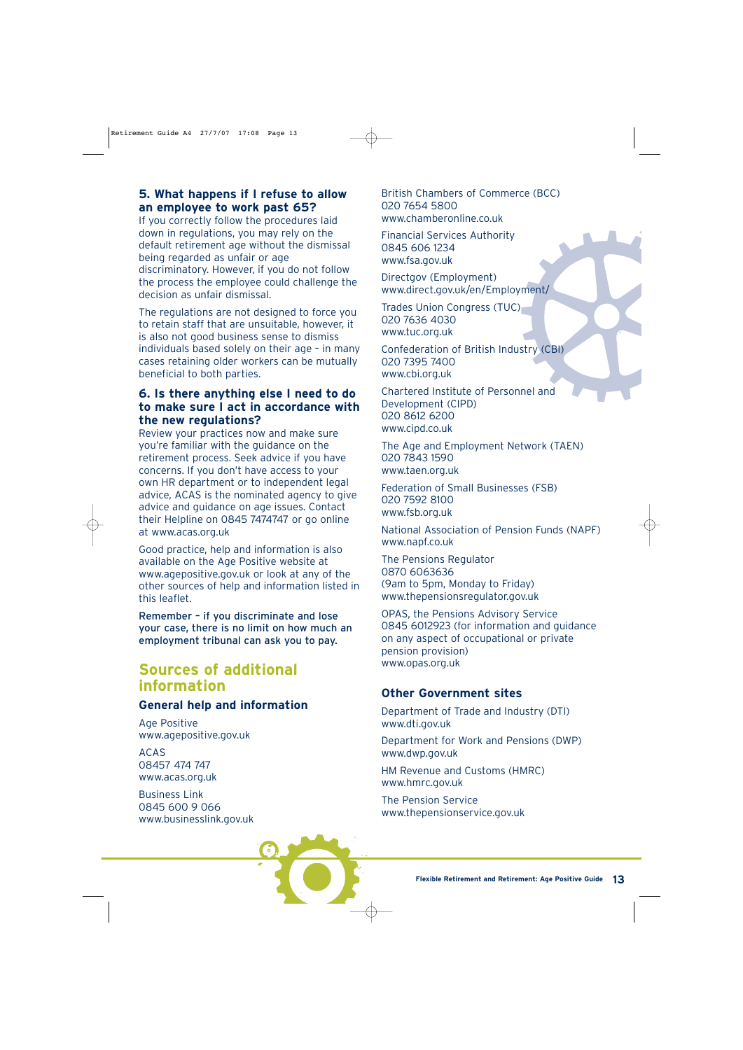### 5. What happens if I refuse to allow an employee to work past 65?

If you correctly follow the procedures laid down in regulations, you may rely on the default retirement age without the dismissal being regarded as unfair or age discriminatory. However, if you do not follow the process the employee could challenge the decision as unfair dismissal.

The regulations are not designed to force you to retain staff that are unsuitable, however, it is also not good business sense to dismiss individuals based solely on their age – in many cases retaining older workers can be mutually beneficial to both parties.

### 6. Is there anything else I need to do to make sure I act in accordance with the new regulations?

Review your practices now and make sure you're familiar with the guidance on the retirement process. Seek advice if you have concerns. If you don't have access to your own HR department or to independent legal advice, ACAS is the nominated agency to give advice and guidance on age issues. Contact their Helpline on 0845 7474747 or go online at www.acas.org.uk

Good practice, help and information is also available on the Age Positive website at www.agepositive.gov.uk or look at any of the other sources of help and information listed in this leaflet.

**Remember – if you discriminate and lose your case, there is no limit on how much an employment tribunal can ask you to pay.**

## Sources of additional information

### General help and information

Age Positive
www.agepositive.gov.uk

ACAS
08457 474 747
www.acas.org.uk

Business Link
0845 600 9 066
www.businesslink.gov.uk

British Chambers of Commerce (BCC)
020 7654 5800
www.chamberonline.co.uk

Financial Services Authority
0845 606 1234
www.fsa.gov.uk

Directgov (Employment)
www.direct.gov.uk/en/Employment/

Trades Union Congress (TUC)
020 7636 4030
www.tuc.org.uk

Confederation of British Industry (CBI)
020 7395 7400
www.cbi.org.uk

Chartered Institute of Personnel and Development (CIPD)
020 8612 6200
www.cipd.co.uk

The Age and Employment Network (TAEN)
020 7843 1590
www.taen.org.uk

Federation of Small Businesses (FSB)
020 7592 8100
www.fsb.org.uk

National Association of Pension Funds (NAPF)
www.napf.co.uk

The Pensions Regulator
0870 6063636
(9am to 5pm, Monday to Friday)
www.thepensionsregulator.gov.uk

OPAS, the Pensions Advisory Service
0845 6012923 (for information and guidance on any aspect of occupational or private pension provision)
www.opas.org.uk

### Other Government sites

Department of Trade and Industry (DTI)
www.dti.gov.uk

Department for Work and Pensions (DWP)
www.dwp.gov.uk

HM Revenue and Customs (HMRC)
www.hmrc.gov.uk

The Pension Service
www.thepensionservice.gov.uk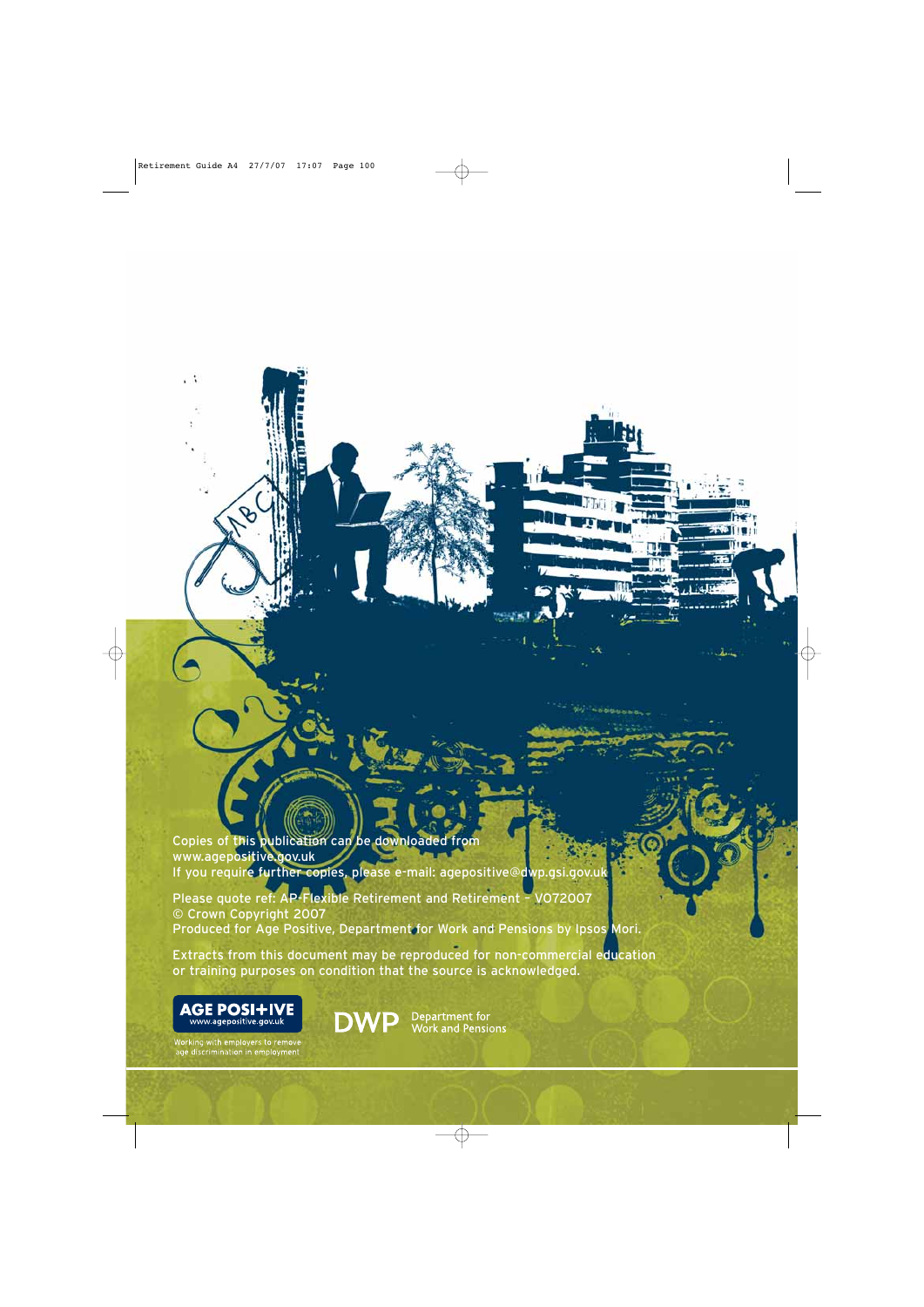Copies of this publication can be downloaded from
www.agepositive.gov.uk
If you require further copies, please e-mail: agepositive@dwp.gsi.gov.uk

Please quote ref: AP-Flexible Retirement and Retirement – VO72007
© Crown Copyright 2007
Produced for Age Positive, Department for Work and Pensions by Ipsos Mori.

Extracts from this document may be reproduced for non-commercial education or training purposes on condition that the source is acknowledged.

AGE POSI+IVE
www.agepositive.gov.uk
Working with employers to remove age discrimination in employment

DWP Department for Work and Pensions